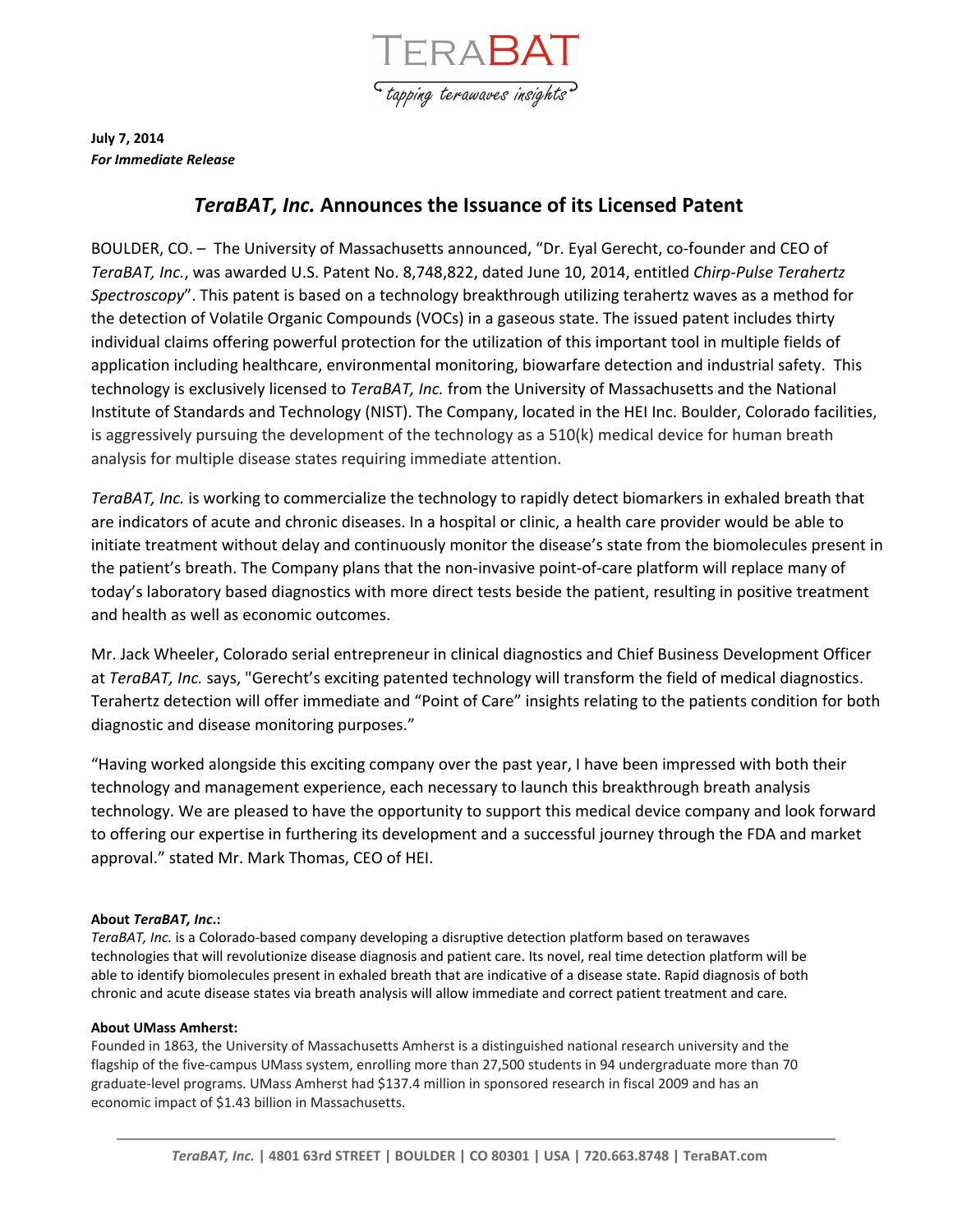TERABAT

*tapping terawaves insights*

**July 7, 2014**
***For Immediate Release***

# *TeraBAT, Inc.* Announces the Issuance of its Licensed Patent

BOULDER, CO. – The University of Massachusetts announced, "Dr. Eyal Gerecht, co-founder and CEO of *TeraBAT, Inc.*, was awarded U.S. Patent No. 8,748,822, dated June 10, 2014, entitled *Chirp-Pulse Terahertz Spectroscopy*". This patent is based on a technology breakthrough utilizing terahertz waves as a method for the detection of Volatile Organic Compounds (VOCs) in a gaseous state. The issued patent includes thirty individual claims offering powerful protection for the utilization of this important tool in multiple fields of application including healthcare, environmental monitoring, biowarfare detection and industrial safety. This technology is exclusively licensed to *TeraBAT, Inc.* from the University of Massachusetts and the National Institute of Standards and Technology (NIST). The Company, located in the HEI Inc. Boulder, Colorado facilities, is aggressively pursuing the development of the technology as a 510(k) medical device for human breath analysis for multiple disease states requiring immediate attention.

*TeraBAT, Inc.* is working to commercialize the technology to rapidly detect biomarkers in exhaled breath that are indicators of acute and chronic diseases. In a hospital or clinic, a health care provider would be able to initiate treatment without delay and continuously monitor the disease's state from the biomolecules present in the patient's breath. The Company plans that the non-invasive point-of-care platform will replace many of today's laboratory based diagnostics with more direct tests beside the patient, resulting in positive treatment and health as well as economic outcomes.

Mr. Jack Wheeler, Colorado serial entrepreneur in clinical diagnostics and Chief Business Development Officer at *TeraBAT, Inc.* says, "Gerecht's exciting patented technology will transform the field of medical diagnostics. Terahertz detection will offer immediate and "Point of Care" insights relating to the patients condition for both diagnostic and disease monitoring purposes."

"Having worked alongside this exciting company over the past year, I have been impressed with both their technology and management experience, each necessary to launch this breakthrough breath analysis technology. We are pleased to have the opportunity to support this medical device company and look forward to offering our expertise in furthering its development and a successful journey through the FDA and market approval." stated Mr. Mark Thomas, CEO of HEI.

**About *TeraBAT, Inc.*:**
*TeraBAT, Inc.* is a Colorado-based company developing a disruptive detection platform based on terawaves technologies that will revolutionize disease diagnosis and patient care. Its novel, real time detection platform will be able to identify biomolecules present in exhaled breath that are indicative of a disease state. Rapid diagnosis of both chronic and acute disease states via breath analysis will allow immediate and correct patient treatment and care.

**About UMass Amherst:**
Founded in 1863, the University of Massachusetts Amherst is a distinguished national research university and the flagship of the five-campus UMass system, enrolling more than 27,500 students in 94 undergraduate more than 70 graduate-level programs. UMass Amherst had $137.4 million in sponsored research in fiscal 2009 and has an economic impact of $1.43 billion in Massachusetts.

***TeraBAT, Inc.*** **| 4801 63rd STREET | BOULDER | CO 80301 | USA | 720.663.8748 | TeraBAT.com**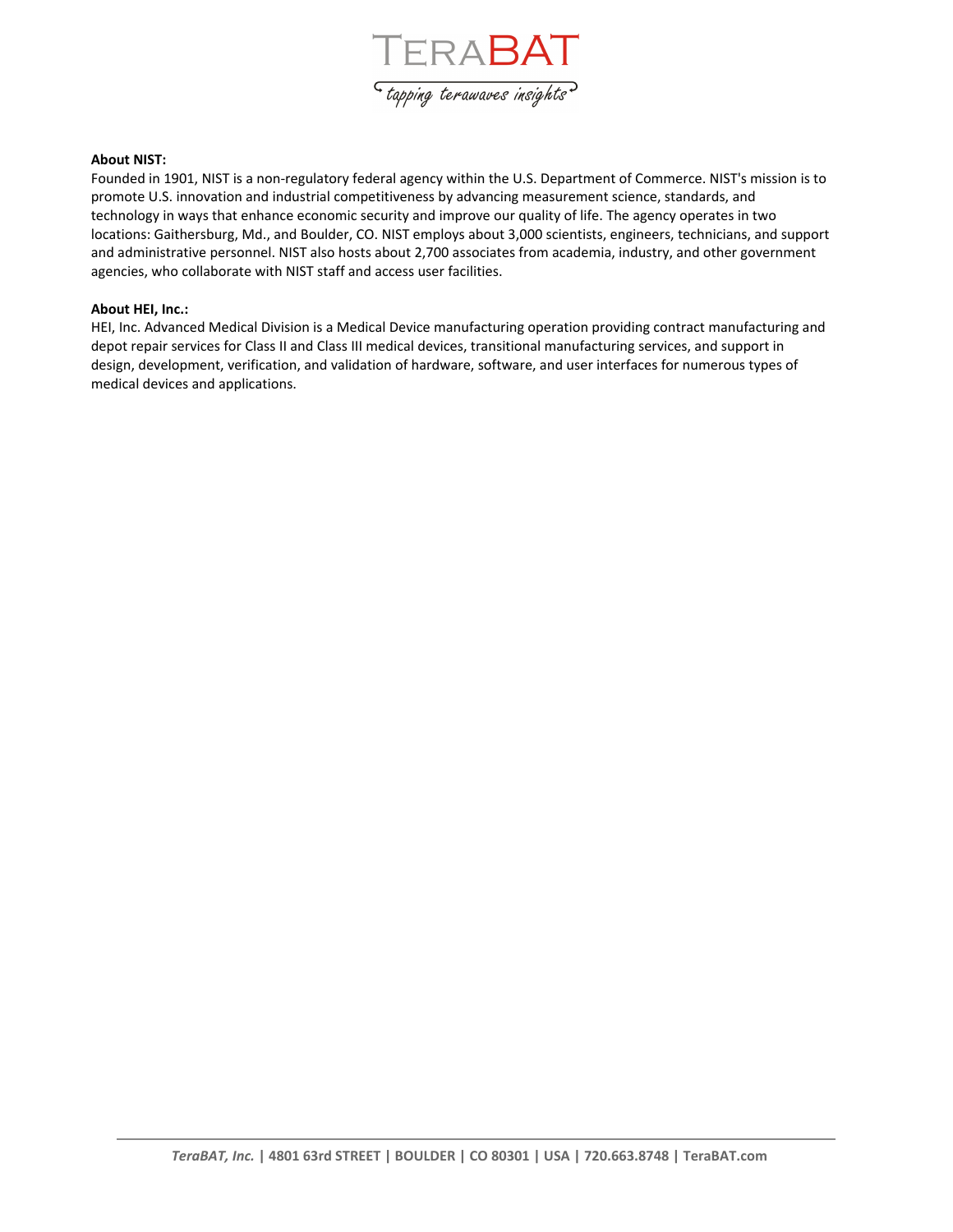**About NIST:**

Founded in 1901, NIST is a non-regulatory federal agency within the U.S. Department of Commerce. NIST's mission is to promote U.S. innovation and industrial competitiveness by advancing measurement science, standards, and technology in ways that enhance economic security and improve our quality of life. The agency operates in two locations: Gaithersburg, Md., and Boulder, CO. NIST employs about 3,000 scientists, engineers, technicians, and support and administrative personnel. NIST also hosts about 2,700 associates from academia, industry, and other government agencies, who collaborate with NIST staff and access user facilities.

**About HEI, Inc.:**

HEI, Inc. Advanced Medical Division is a Medical Device manufacturing operation providing contract manufacturing and depot repair services for Class II and Class III medical devices, transitional manufacturing services, and support in design, development, verification, and validation of hardware, software, and user interfaces for numerous types of medical devices and applications.